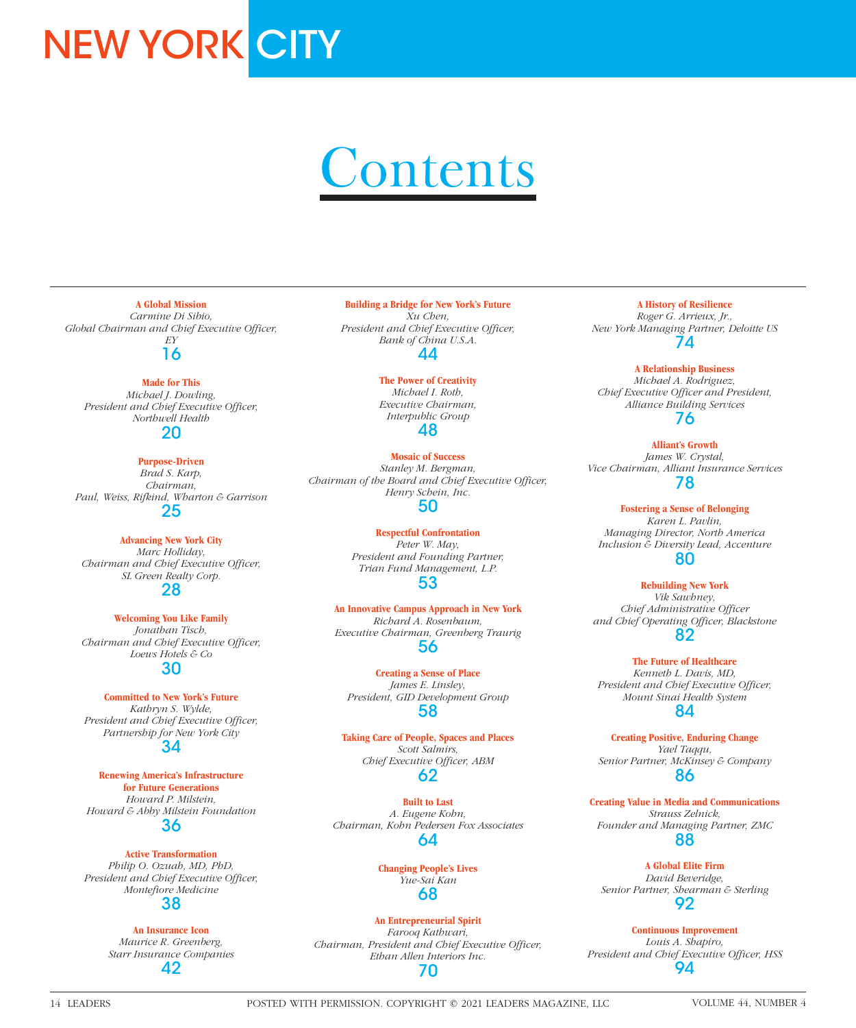# NEW YORK CITY

# Contents

**A Global Mission**
*Carmine Di Sibio, Global Chairman and Chief Executive Officer, EY*
16

**Made for This**
*Michael J. Dowling, President and Chief Executive Officer, Northwell Health*
20

**Purpose-Driven**
*Brad S. Karp, Chairman, Paul, Weiss, Rifkind, Wharton & Garrison*
25

**Advancing New York City**
*Marc Holliday, Chairman and Chief Executive Officer, SL Green Realty Corp.*
28

**Welcoming You Like Family**
*Jonathan Tisch, Chairman and Chief Executive Officer, Loews Hotels & Co*
30

**Committed to New York's Future**
*Kathryn S. Wylde, President and Chief Executive Officer, Partnership for New York City*
34

**Renewing America's Infrastructure for Future Generations**
*Howard P. Milstein, Howard & Abby Milstein Foundation*
36

**Active Transformation**
*Philip O. Ozuah, MD, PhD, President and Chief Executive Officer, Montefiore Medicine*
38

**An Insurance Icon**
*Maurice R. Greenberg, Starr Insurance Companies*
42

**Building a Bridge for New York's Future**
*Xu Chen, President and Chief Executive Officer, Bank of China U.S.A.*
44

**The Power of Creativity**
*Michael I. Roth, Executive Chairman, Interpublic Group*
48

**Mosaic of Success**
*Stanley M. Bergman, Chairman of the Board and Chief Executive Officer, Henry Schein, Inc.*
50

**Respectful Confrontation**
*Peter W. May, President and Founding Partner, Trian Fund Management, L.P.*
53

**An Innovative Campus Approach in New York**
*Richard A. Rosenbaum, Executive Chairman, Greenberg Traurig*
56

**Creating a Sense of Place**
*James E. Linsley, President, GID Development Group*
58

**Taking Care of People, Spaces and Places**
*Scott Salmirs, Chief Executive Officer, ABM*
62

**Built to Last**
*A. Eugene Kohn, Chairman, Kohn Pedersen Fox Associates*
64

**Changing People's Lives**
*Yue-Sai Kan*
68

**An Entrepreneurial Spirit**
*Farooq Kathwari, Chairman, President and Chief Executive Officer, Ethan Allen Interiors Inc.*
70

**A History of Resilience**
*Roger G. Arrieux, Jr., New York Managing Partner, Deloitte US*
74

**A Relationship Business**
*Michael A. Rodriguez, Chief Executive Officer and President, Alliance Building Services*
76

**Alliant's Growth**
*James W. Crystal, Vice Chairman, Alliant Insurance Services*
78

**Fostering a Sense of Belonging**
*Karen L. Pavlin, Managing Director, North America Inclusion & Diversity Lead, Accenture*
80

**Rebuilding New York**
*Vik Sawhney, Chief Administrative Officer and Chief Operating Officer, Blackstone*
82

**The Future of Healthcare**
*Kenneth L. Davis, MD, President and Chief Executive Officer, Mount Sinai Health System*
84

**Creating Positive, Enduring Change**
*Yael Taqqu, Senior Partner, McKinsey & Company*
86

**Creating Value in Media and Communications**
*Strauss Zelnick, Founder and Managing Partner, ZMC*
88

**A Global Elite Firm**
*David Beveridge, Senior Partner, Shearman & Sterling*
92

**Continuous Improvement**
*Louis A. Shapiro, President and Chief Executive Officer, HSS*
94

POSTED WITH PERMISSION. COPYRIGHT © 2021 LEADERS MAGAZINE, LLC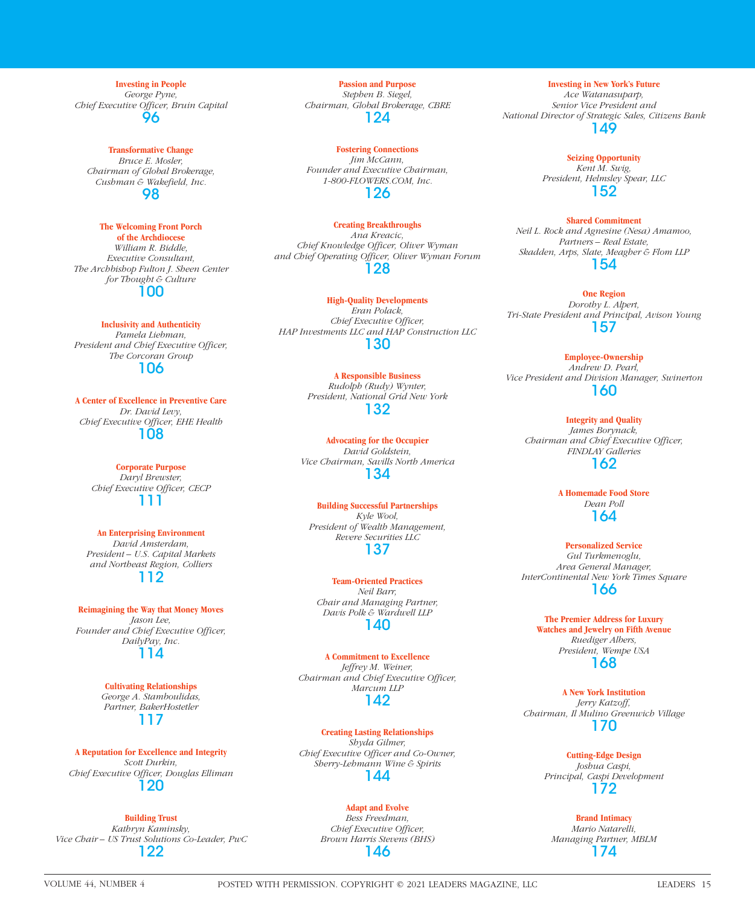**Investing in People**
*George Pyne,*
*Chief Executive Officer, Bruin Capital*
96

**Transformative Change**
*Bruce E. Mosler,*
*Chairman of Global Brokerage,*
*Cushman & Wakefield, Inc.*
98

**The Welcoming Front Porch of the Archdiocese**
*William R. Biddle,*
*Executive Consultant,*
*The Archbishop Fulton J. Sheen Center for Thought & Culture*
100

**Inclusivity and Authenticity**
*Pamela Liebman,*
*President and Chief Executive Officer,*
*The Corcoran Group*
106

**A Center of Excellence in Preventive Care**
*Dr. David Levy,*
*Chief Executive Officer, EHE Health*
108

**Corporate Purpose**
*Daryl Brewster,*
*Chief Executive Officer, CECP*
111

**An Enterprising Environment**
*David Amsterdam,*
*President – U.S. Capital Markets and Northeast Region, Colliers*
112

**Reimagining the Way that Money Moves**
*Jason Lee,*
*Founder and Chief Executive Officer,*
*DailyPay, Inc.*
114

**Cultivating Relationships**
*George A. Stamboulidas,*
*Partner, BakerHostetler*
117

**A Reputation for Excellence and Integrity**
*Scott Durkin,*
*Chief Executive Officer, Douglas Elliman*
120

**Building Trust**
*Kathryn Kaminsky,*
*Vice Chair – US Trust Solutions Co-Leader, PwC*
122

**Passion and Purpose**
*Stephen B. Siegel,*
*Chairman, Global Brokerage, CBRE*
124

**Fostering Connections**
*Jim McCann,*
*Founder and Executive Chairman,*
*1-800-FLOWERS.COM, Inc.*
126

**Creating Breakthroughs**
*Ana Kreacic,*
*Chief Knowledge Officer, Oliver Wyman and Chief Operating Officer, Oliver Wyman Forum*
128

**High-Quality Developments**
*Eran Polack,*
*Chief Executive Officer,*
*HAP Investments LLC and HAP Construction LLC*
130

**A Responsible Business**
*Rudolph (Rudy) Wynter,*
*President, National Grid New York*
132

**Advocating for the Occupier**
*David Goldstein,*
*Vice Chairman, Savills North America*
134

**Building Successful Partnerships**
*Kyle Wool,*
*President of Wealth Management,*
*Revere Securities LLC*
137

**Team-Oriented Practices**
*Neil Barr,*
*Chair and Managing Partner,*
*Davis Polk & Wardwell LLP*
140

**A Commitment to Excellence**
*Jeffrey M. Weiner,*
*Chairman and Chief Executive Officer,*
*Marcum LLP*
142

**Creating Lasting Relationships**
*Shyda Gilmer,*
*Chief Executive Officer and Co-Owner,*
*Sherry-Lehmann Wine & Spirits*
144

**Adapt and Evolve**
*Bess Freedman,*
*Chief Executive Officer,*
*Brown Harris Stevens (BHS)*
146

**Investing in New York's Future**
*Ace Watanasuparp,*
*Senior Vice President and National Director of Strategic Sales, Citizens Bank*
149

**Seizing Opportunity**
*Kent M. Swig,*
*President, Helmsley Spear, LLC*
152

**Shared Commitment**
*Neil L. Rock and Agnesine (Nesa) Amamoo,*
*Partners – Real Estate,*
*Skadden, Arps, Slate, Meagher & Flom LLP*
154

**One Region**
*Dorothy L. Alpert,*
*Tri-State President and Principal, Avison Young*
157

**Employee-Ownership**
*Andrew D. Pearl,*
*Vice President and Division Manager, Swinerton*
160

**Integrity and Quality**
*James Borynack,*
*Chairman and Chief Executive Officer,*
*FINDLAY Galleries*
162

**A Homemade Food Store**
*Dean Poll*
164

**Personalized Service**
*Gul Turkmenoglu,*
*Area General Manager,*
*InterContinental New York Times Square*
166

**The Premier Address for Luxury Watches and Jewelry on Fifth Avenue**
*Ruediger Albers,*
*President, Wempe USA*
168

**A New York Institution**
*Jerry Katzoff,*
*Chairman, Il Mulino Greenwich Village*
170

**Cutting-Edge Design**
*Joshua Caspi,*
*Principal, Caspi Development*
172

**Brand Intimacy**
*Mario Natarelli,*
*Managing Partner, MBLM*
174

POSTED WITH PERMISSION. COPYRIGHT © 2021 LEADERS MAGAZINE, LLC